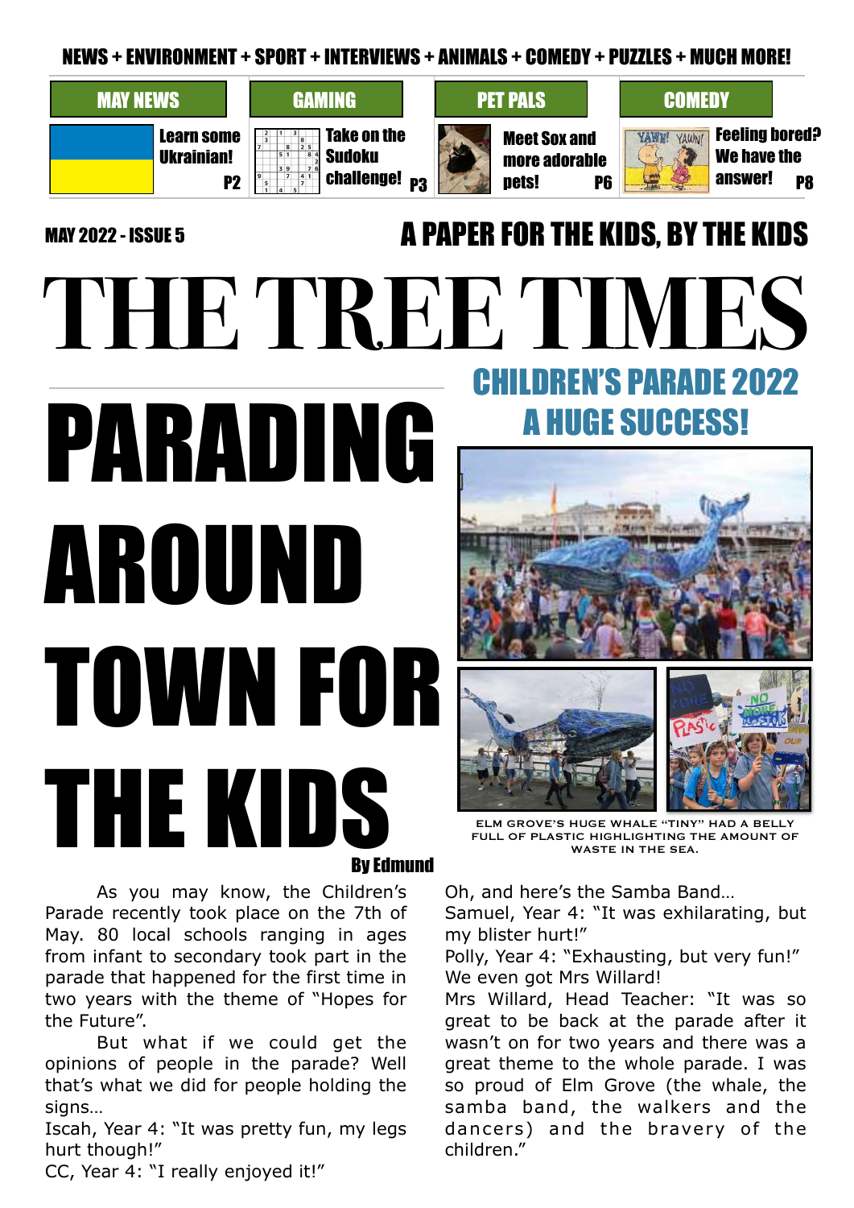NEWS + ENVIRONMENT + SPORT + INTERVIEWS + ANIMALS + COMEDY + PUZZLES + MUCH MORE!

| MAY NEWS | GAMING | PET PALS | COMEDY |
|---|---|---|---|
| Learn some Ukrainian! P2 | Take on the Sudoku challenge! P3 | Meet Sox and more adorable pets! P6 | Feeling bored? We have the answer! P8 |

MAY 2022 - ISSUE 5

A PAPER FOR THE KIDS, BY THE KIDS

# THE TREE TIMES

## CHILDREN'S PARADE 2022 A HUGE SUCCESS!

# PARADING AROUND TOWN FOR THE KIDS

ELM GROVE'S HUGE WHALE "TINY" HAD A BELLY FULL OF PLASTIC HIGHLIGHTING THE AMOUNT OF WASTE IN THE SEA.

**By Edmund**

As you may know, the Children's Parade recently took place on the 7th of May. 80 local schools ranging in ages from infant to secondary took part in the parade that happened for the first time in two years with the theme of "Hopes for the Future".

But what if we could get the opinions of people in the parade? Well that's what we did for people holding the signs…

Iscah, Year 4: "It was pretty fun, my legs hurt though!"

CC, Year 4: "I really enjoyed it!"

Oh, and here's the Samba Band…

Samuel, Year 4: "It was exhilarating, but my blister hurt!"

Polly, Year 4: "Exhausting, but very fun!"

We even got Mrs Willard!

Mrs Willard, Head Teacher: "It was so great to be back at the parade after it wasn't on for two years and there was a great theme to the whole parade. I was so proud of Elm Grove (the whale, the samba band, the walkers and the dancers) and the bravery of the children."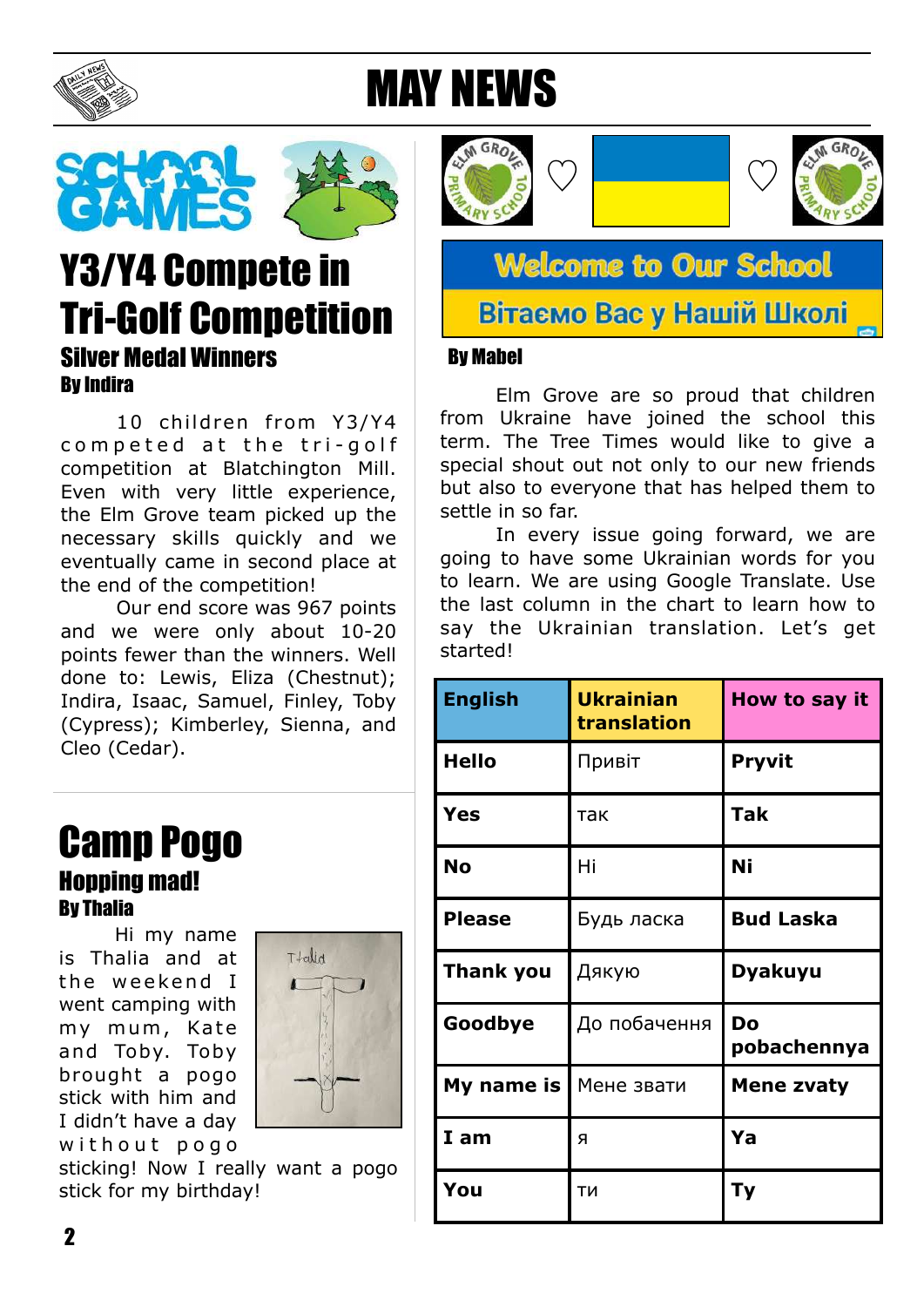# MAY NEWS

## Y3/Y4 Compete in Tri-Golf Competition

### Silver Medal Winners

**By Indira**

10 children from Y3/Y4 competed at the tri-golf competition at Blatchington Mill. Even with very little experience, the Elm Grove team picked up the necessary skills quickly and we eventually came in second place at the end of the competition!

Our end score was 967 points and we were only about 10-20 points fewer than the winners. Well done to: Lewis, Eliza (Chestnut); Indira, Isaac, Samuel, Finley, Toby (Cypress); Kimberley, Sienna, and Cleo (Cedar).

## Camp Pogo

### Hopping mad!

**By Thalia**

Hi my name is Thalia and at the weekend I went camping with my mum, Kate and Toby. Toby brought a pogo stick with him and I didn't have a day without pogo sticking! Now I really want a pogo stick for my birthday!

## Welcome to Our School

## Вітаємо Вас у Нашій Школі

**By Mabel**

Elm Grove are so proud that children from Ukraine have joined the school this term. The Tree Times would like to give a special shout out not only to our new friends but also to everyone that has helped them to settle in so far.

In every issue going forward, we are going to have some Ukrainian words for you to learn. We are using Google Translate. Use the last column in the chart to learn how to say the Ukrainian translation. Let's get started!

| English | Ukrainian translation | How to say it |
|---|---|---|
| **Hello** | Привіт | **Pryvit** |
| **Yes** | так | **Tak** |
| **No** | Ні | **Ni** |
| **Please** | Будь ласка | **Bud Laska** |
| **Thank you** | Дякую | **Dyakuyu** |
| **Goodbye** | До побачення | **Do pobachennya** |
| **My name is** | Мене звати | **Mene zvaty** |
| **I am** | я | **Ya** |
| **You** | ти | **Ty** |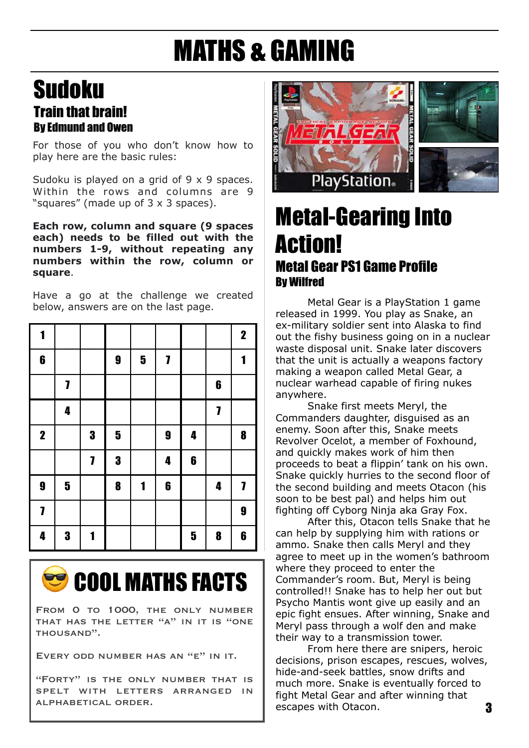# MATHS & GAMING

## Sudoku

### Train that brain!

**By Edmund and Owen**

For those of you who don't know how to play here are the basic rules:

Sudoku is played on a grid of 9 x 9 spaces. Within the rows and columns are 9 "squares" (made up of 3 x 3 spaces).

**Each row, column and square (9 spaces each) needs to be filled out with the numbers 1-9, without repeating any numbers within the row, column or square**.

Have a go at the challenge we created below, answers are on the last page.

| | | | | | | | | |
|---|---|---|---|---|---|---|---|---|
| 1 | | | | | | | | 2 |
| 6 | | | 9 | 5 | 7 | | | 1 |
| | 7 | | | | | | 6 | |
| | 4 | | | | | | 7 | |
| 2 | | 3 | 5 | | 9 | 4 | | 8 |
| | | 7 | 3 | | 4 | 6 | | |
| 9 | 5 | | 8 | 1 | 6 | | 4 | 7 |
| 7 | | | | | | | | 9 |
| 4 | 3 | 1 | | | | 5 | 8 | 6 |

## COOL MATHS FACTS

From 0 to 1000, the only number that has the letter "A" in it is "one thousand".

Every odd number has an "e" in it.

"Forty" is the only number that is spelt with letters arranged in alphabetical order.

## Metal-Gearing Into Action!

### Metal Gear PS1 Game Profile

**By Wilfred**

Metal Gear is a PlayStation 1 game released in 1999. You play as Snake, an ex-military soldier sent into Alaska to find out the fishy business going on in a nuclear waste disposal unit. Snake later discovers that the unit is actually a weapons factory making a weapon called Metal Gear, a nuclear warhead capable of firing nukes anywhere.

Snake first meets Meryl, the Commanders daughter, disguised as an enemy. Soon after this, Snake meets Revolver Ocelot, a member of Foxhound, and quickly makes work of him then proceeds to beat a flippin' tank on his own. Snake quickly hurries to the second floor of the second building and meets Otacon (his soon to be best pal) and helps him out fighting off Cyborg Ninja aka Gray Fox.

After this, Otacon tells Snake that he can help by supplying him with rations or ammo. Snake then calls Meryl and they agree to meet up in the women's bathroom where they proceed to enter the Commander's room. But, Meryl is being controlled!! Snake has to help her out but Psycho Mantis wont give up easily and an epic fight ensues. After winning, Snake and Meryl pass through a wolf den and make their way to a transmission tower.

From here there are snipers, heroic decisions, prison escapes, rescues, wolves, hide-and-seek battles, snow drifts and much more. Snake is eventually forced to fight Metal Gear and after winning that escapes with Otacon.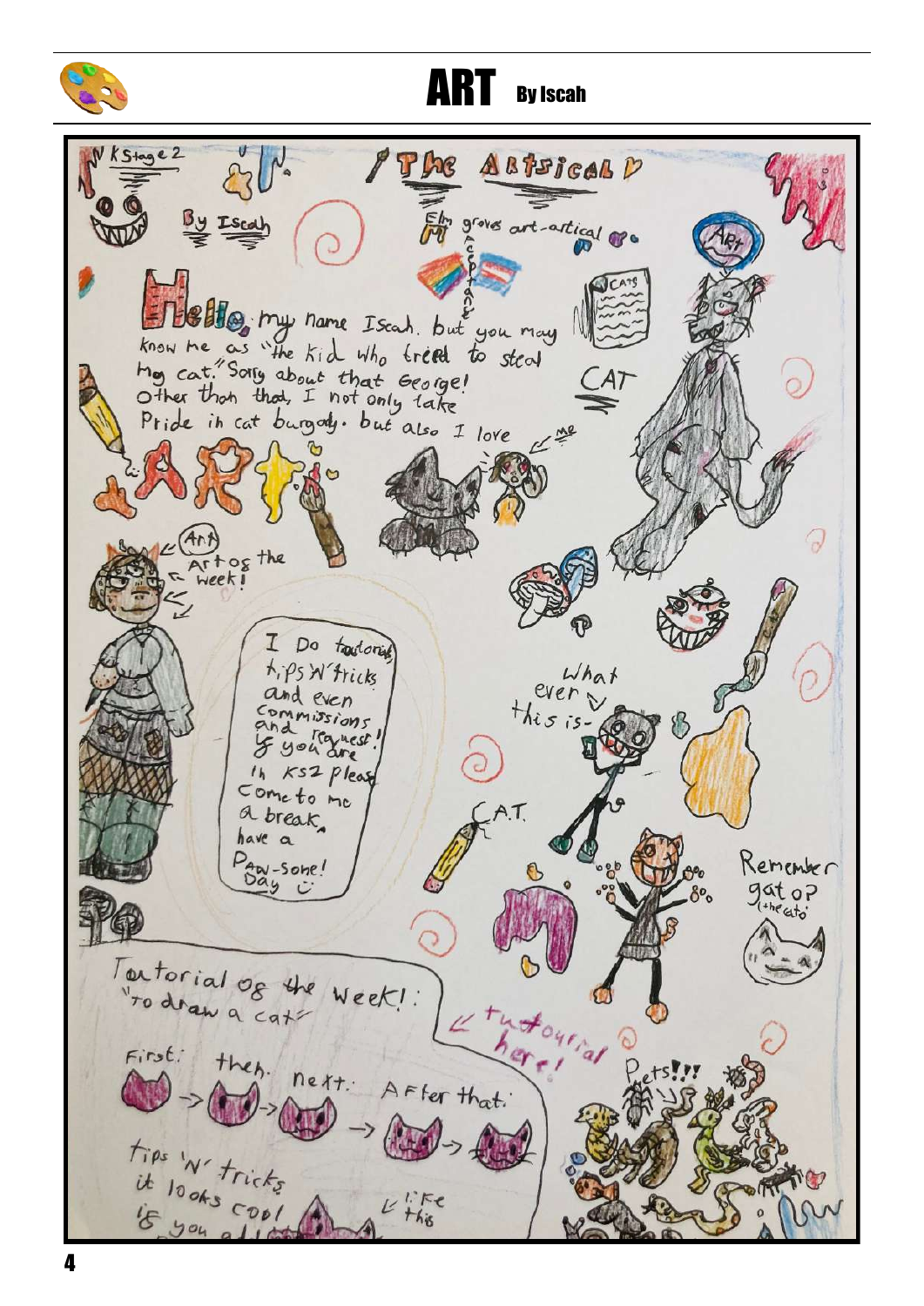# ART By Iscah

KStage 2

The Artsical

By Iscah

Elm grows art-artical

Hello, my name Iscah. but you may know me as "the kid who tried to steal my cat." Sorry about that George! Other than that, I not only take Pride in cat burgaly. but also I love

ART

CATS

CAT

ME

Art of the week!

I Do tutorials tips 'N' tricks and even commissions and request! If you are in KS2 please come to me a break, have a Paw-some! Day :)

What ever this is-

C.A.T.

Remember gat of? (the cat)

Tutorial of the week!: "To draw a cat"

tutorial here!

First: then. next. After that:

Tips 'N' tricks it looks cool if you ad...

like this

Pets!!!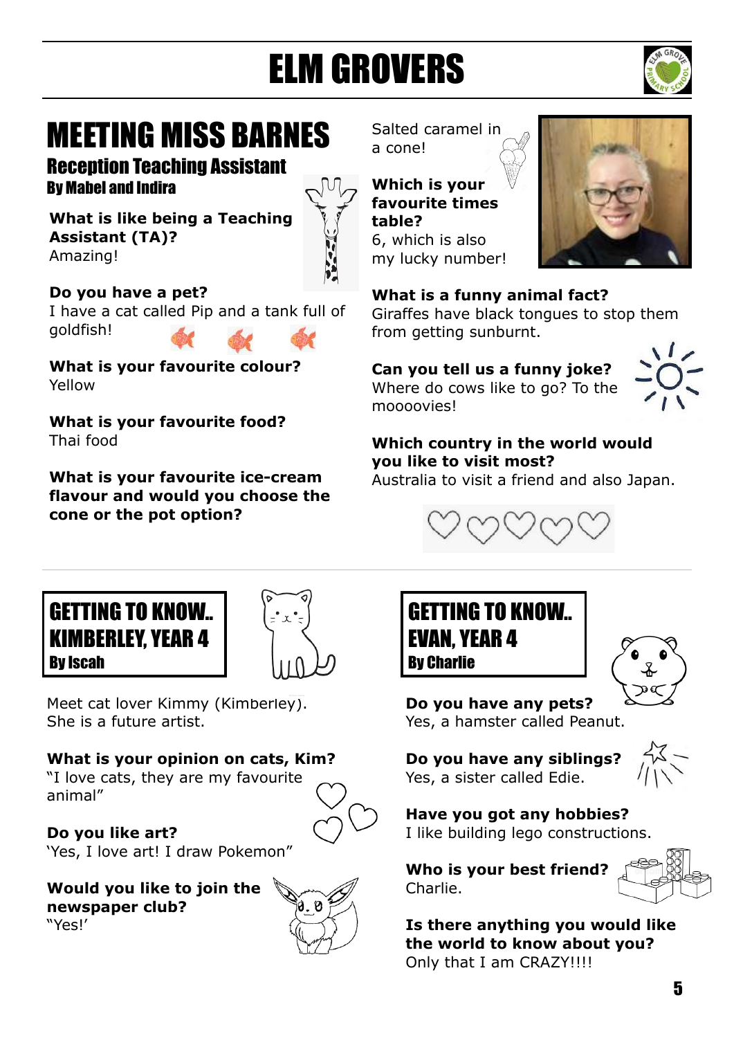# ELM GROVERS

## MEETING MISS BARNES

### Reception Teaching Assistant

**By Mabel and Indira**

**What is like being a Teaching Assistant (TA)?**
Amazing!

**Do you have a pet?**
I have a cat called Pip and a tank full of goldfish!

**What is your favourite colour?**
Yellow

**What is your favourite food?**
Thai food

**What is your favourite ice-cream flavour and would you choose the cone or the pot option?**
Salted caramel in a cone!

**Which is your favourite times table?**
6, which is also my lucky number!

**What is a funny animal fact?**
Giraffes have black tongues to stop them from getting sunburnt.

**Can you tell us a funny joke?**
Where do cows like to go? To the moooovies!

**Which country in the world would you like to visit most?**
Australia to visit a friend and also Japan.

## GETTING TO KNOW.. KIMBERLEY, YEAR 4

**By Iscah**

Meet cat lover Kimmy (Kimberley). She is a future artist.

**What is your opinion on cats, Kim?**
"I love cats, they are my favourite animal"

**Do you like art?**
'Yes, I love art! I draw Pokemon"

**Would you like to join the newspaper club?**
"Yes!'

## GETTING TO KNOW.. EVAN, YEAR 4

**By Charlie**

**Do you have any pets?**
Yes, a hamster called Peanut.

**Do you have any siblings?**
Yes, a sister called Edie.

**Have you got any hobbies?**
I like building lego constructions.

**Who is your best friend?**
Charlie.

**Is there anything you would like the world to know about you?**
Only that I am CRAZY!!!!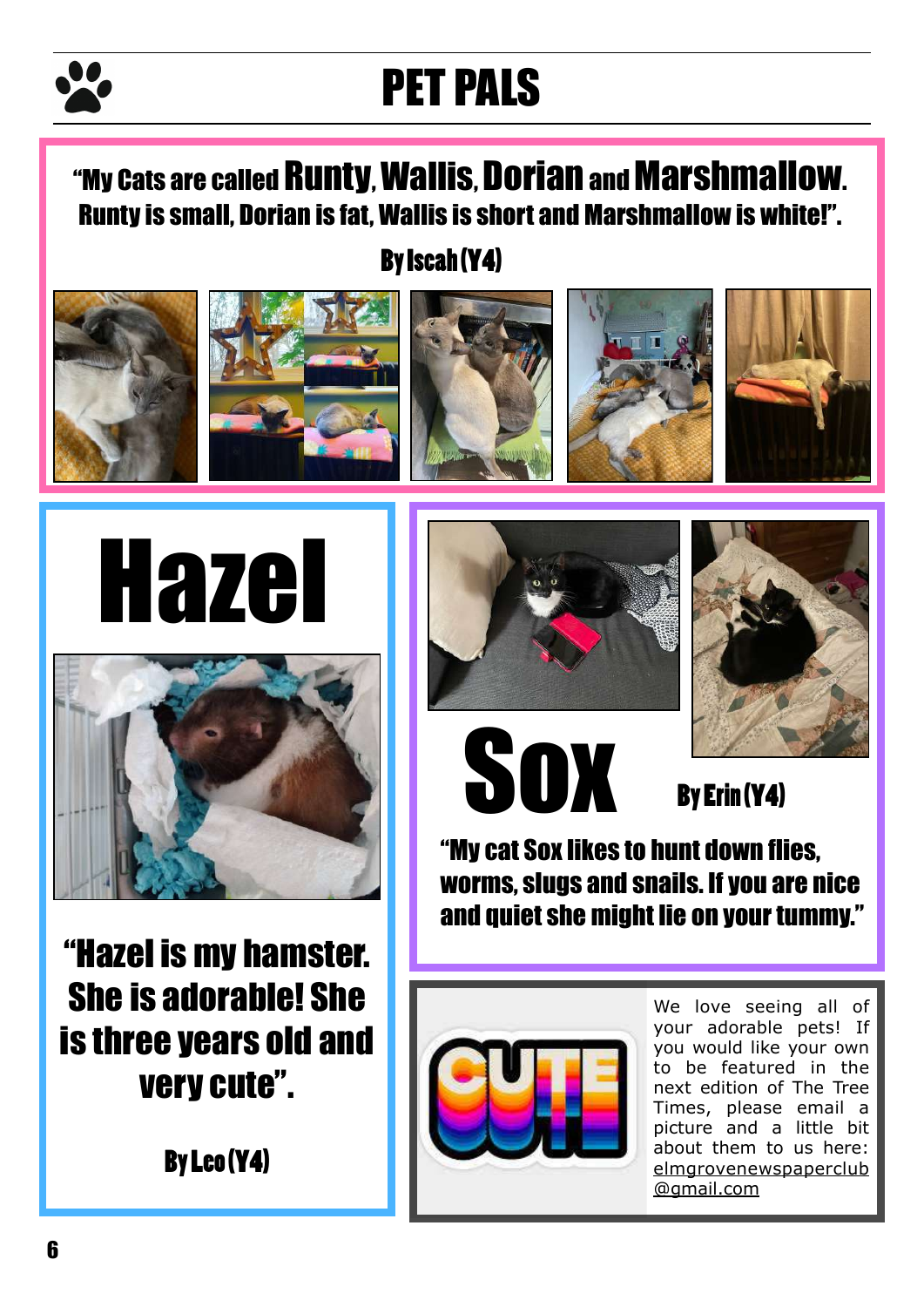# PET PALS

**"My Cats are called Runty, Wallis, Dorian and Marshmallow. Runty is small, Dorian is fat, Wallis is short and Marshmallow is white!".**

**By Iscah (Y4)**

## Hazel

**"Hazel is my hamster. She is adorable! She is three years old and very cute".**

**By Leo (Y4)**

## Sox

**By Erin (Y4)**

**"My cat Sox likes to hunt down flies, worms, slugs and snails. If you are nice and quiet she might lie on your tummy."**

CUTE

We love seeing all of your adorable pets! If you would like your own to be featured in the next edition of The Tree Times, please email a picture and a little bit about them to us here: elmgrovenewspaperclub@gmail.com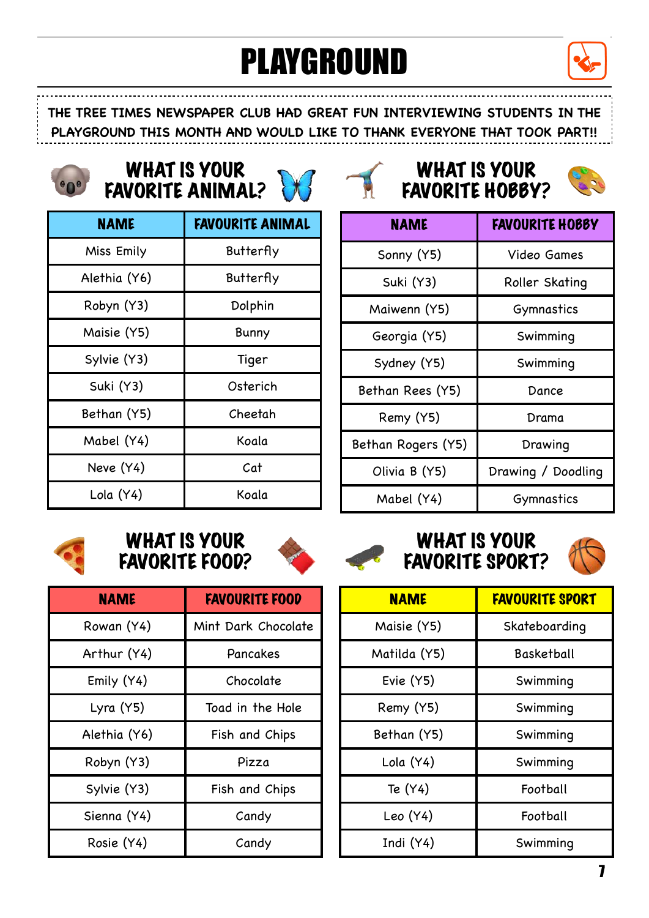# PLAYGROUND

THE TREE TIMES NEWSPAPER CLUB HAD GREAT FUN INTERVIEWING STUDENTS IN THE PLAYGROUND THIS MONTH AND WOULD LIKE TO THANK EVERYONE THAT TOOK PART!!

## WHAT IS YOUR FAVORITE ANIMAL?

| NAME | FAVOURITE ANIMAL |
|---|---|
| Miss Emily | Butterfly |
| Alethia (Y6) | Butterfly |
| Robyn (Y3) | Dolphin |
| Maisie (Y5) | Bunny |
| Sylvie (Y3) | Tiger |
| Suki (Y3) | Osterich |
| Bethan (Y5) | Cheetah |
| Mabel (Y4) | Koala |
| Neve (Y4) | Cat |
| Lola (Y4) | Koala |

## WHAT IS YOUR FAVORITE HOBBY?

| NAME | FAVOURITE HOBBY |
|---|---|
| Sonny (Y5) | Video Games |
| Suki (Y3) | Roller Skating |
| Maiwenn (Y5) | Gymnastics |
| Georgia (Y5) | Swimming |
| Sydney (Y5) | Swimming |
| Bethan Rees (Y5) | Dance |
| Remy (Y5) | Drama |
| Bethan Rogers (Y5) | Drawing |
| Olivia B (Y5) | Drawing / Doodling |
| Mabel (Y4) | Gymnastics |

## WHAT IS YOUR FAVORITE FOOD?

| NAME | FAVOURITE FOOD |
|---|---|
| Rowan (Y4) | Mint Dark Chocolate |
| Arthur (Y4) | Pancakes |
| Emily (Y4) | Chocolate |
| Lyra (Y5) | Toad in the Hole |
| Alethia (Y6) | Fish and Chips |
| Robyn (Y3) | Pizza |
| Sylvie (Y3) | Fish and Chips |
| Sienna (Y4) | Candy |
| Rosie (Y4) | Candy |

## WHAT IS YOUR FAVORITE SPORT?

| NAME | FAVOURITE SPORT |
|---|---|
| Maisie (Y5) | Skateboarding |
| Matilda (Y5) | Basketball |
| Evie (Y5) | Swimming |
| Remy (Y5) | Swimming |
| Bethan (Y5) | Swimming |
| Lola (Y4) | Swimming |
| Te (Y4) | Football |
| Leo (Y4) | Football |
| Indi (Y4) | Swimming |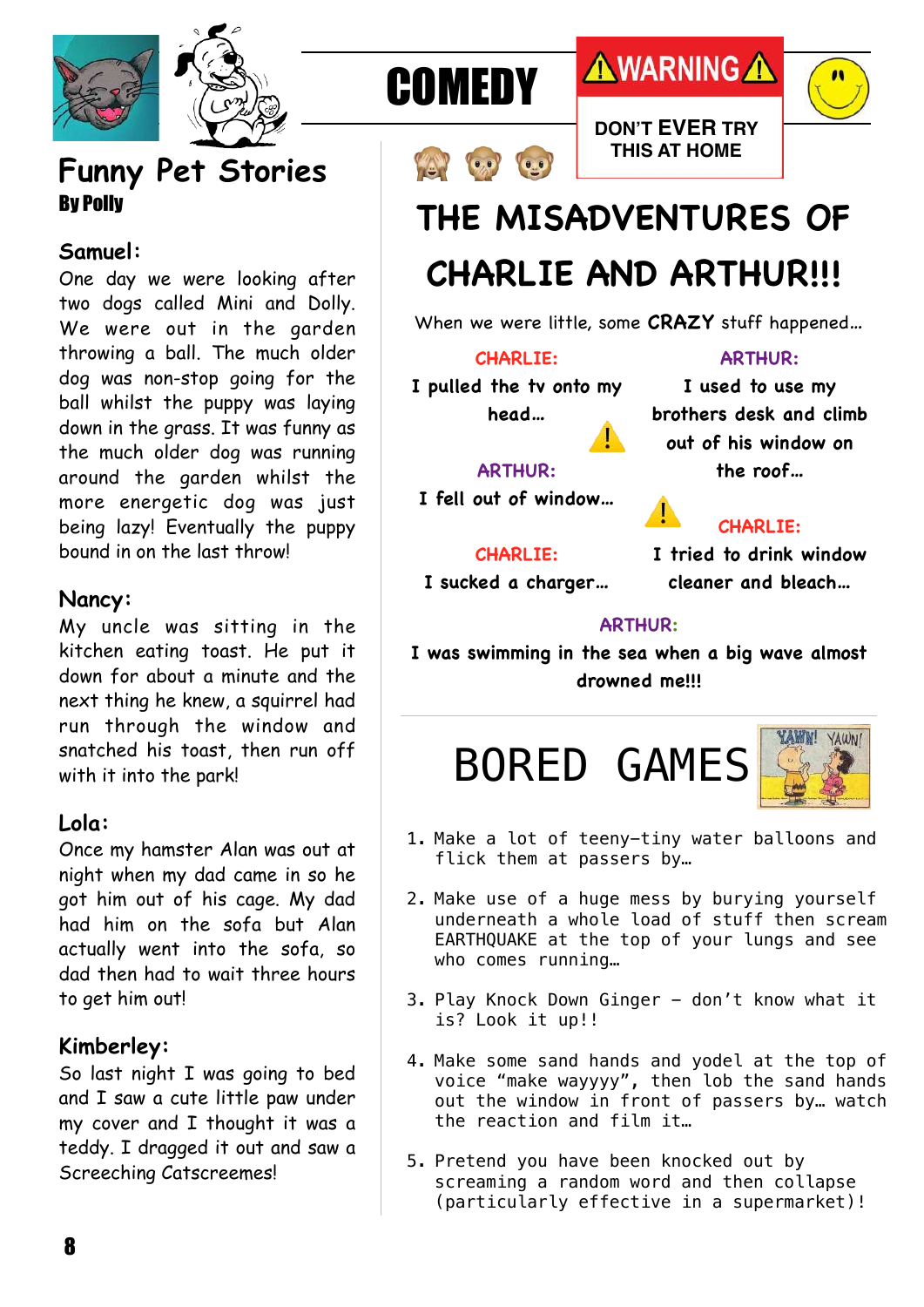# Funny Pet Stories

**By Polly**

### Samuel:

One day we were looking after two dogs called Mini and Dolly. We were out in the garden throwing a ball. The much older dog was non-stop going for the ball whilst the puppy was laying down in the grass. It was funny as the much older dog was running around the garden whilst the more energetic dog was just being lazy! Eventually the puppy bound in on the last throw!

### Nancy:

My uncle was sitting in the kitchen eating toast. He put it down for about a minute and the next thing he knew, a squirrel had run through the window and snatched his toast, then run off with it into the park!

### Lola:

Once my hamster Alan was out at night when my dad came in so he got him out of his cage. My dad had him on the sofa but Alan actually went into the sofa, so dad then had to wait three hours to get him out!

### Kimberley:

So last night I was going to bed and I saw a cute little paw under my cover and I thought it was a teddy. I dragged it out and saw a Screeching Catscreemes!

# COMEDY

**⚠WARNING⚠**

**DON'T EVER TRY THIS AT HOME**

## THE MISADVENTURES OF CHARLIE AND ARTHUR!!!

When we were little, some **CRAZY** stuff happened…

**CHARLIE:**
I pulled the tv onto my head…

**ARTHUR:**
I used to use my brothers desk and climb out of his window on the roof…

**ARTHUR:**
I fell out of window…

**CHARLIE:**
I tried to drink window cleaner and bleach…

**CHARLIE:**
I sucked a charger…

**ARTHUR:**
I was swimming in the sea when a big wave almost drowned me!!!

# BORED GAMES

1. Make a lot of teeny-tiny water balloons and flick them at passers by…
2. Make use of a huge mess by burying yourself underneath a whole load of stuff then scream EARTHQUAKE at the top of your lungs and see who comes running…
3. Play Knock Down Ginger – don't know what it is? Look it up!!
4. Make some sand hands and yodel at the top of voice "make wayyyy", then lob the sand hands out the window in front of passers by… watch the reaction and film it…
5. Pretend you have been knocked out by screaming a random word and then collapse (particularly effective in a supermarket)!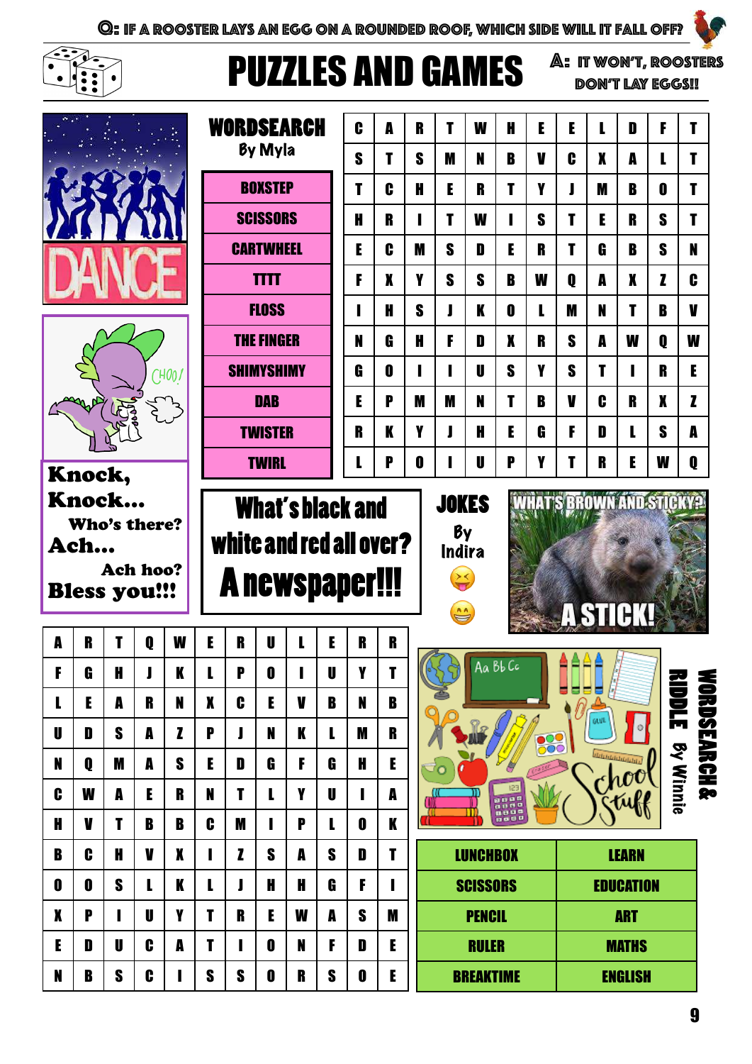Q: IF A ROOSTER LAYS AN EGG ON A ROUNDED ROOF, WHICH SIDE WILL IT FALL OFF?

# PUZZLES AND GAMES

A: IT WON'T, ROOSTERS DON'T LAY EGGS!!

## WORDSEARCH

By Myla

- BOXSTEP
- SCISSORS
- CARTWHEEL
- TTTT
- FLOSS
- THE FINGER
- SHIMYSHIMY
- DAB
- TWISTER
- TWIRL

| | | | | | | | | | | | |
|---|---|---|---|---|---|---|---|---|---|---|---|
| C | A | R | T | W | H | E | E | L | D | F | T |
| S | T | S | M | N | B | V | C | X | A | L | T |
| T | C | H | E | R | T | Y | J | M | B | O | T |
| H | R | I | T | W | I | S | T | E | R | S | T |
| E | C | M | S | D | E | R | T | G | B | S | N |
| F | X | Y | S | S | B | W | Q | A | X | Z | C |
| I | H | S | J | K | O | L | M | N | T | B | V |
| N | G | H | F | D | X | R | S | A | W | Q | W |
| G | O | I | I | U | S | Y | S | T | I | R | E |
| E | P | M | M | N | T | B | V | C | R | X | Z |
| R | K | Y | J | H | E | G | F | D | L | S | A |
| L | P | O | I | U | P | Y | T | R | E | W | Q |

DANCE

CHOO!

Knock, Knock...
Who's there?
Ach...
Ach hoo?
Bless you!!!

## JOKES

By Indira

What's black and white and red all over?
A newspaper!!!

WHAT'S BROWN AND STICKY?
A STICK!

## WORDSEARCH & RIDDLE

By Winnie

School Stuff

| | | | | | | | | | | | |
|---|---|---|---|---|---|---|---|---|---|---|---|
| A | R | T | Q | W | E | R | U | L | E | R | R |
| F | G | H | J | K | L | P | O | I | U | Y | T |
| L | E | A | R | N | X | C | E | V | B | N | B |
| U | D | S | A | Z | P | J | N | K | L | M | R |
| N | Q | M | A | S | E | D | G | F | G | H | E |
| C | W | A | E | R | N | T | L | Y | U | I | A |
| H | V | T | B | B | C | M | I | P | L | O | K |
| B | C | H | V | X | I | Z | S | A | S | D | T |
| O | O | S | L | K | L | J | H | H | G | F | I |
| X | P | I | U | Y | T | R | E | W | A | S | M |
| E | D | U | C | A | T | I | O | N | F | D | E |
| N | B | S | C | I | S | S | O | R | S | O | E |

| | |
|---|---|
| LUNCHBOX | LEARN |
| SCISSORS | EDUCATION |
| PENCIL | ART |
| RULER | MATHS |
| BREAKTIME | ENGLISH |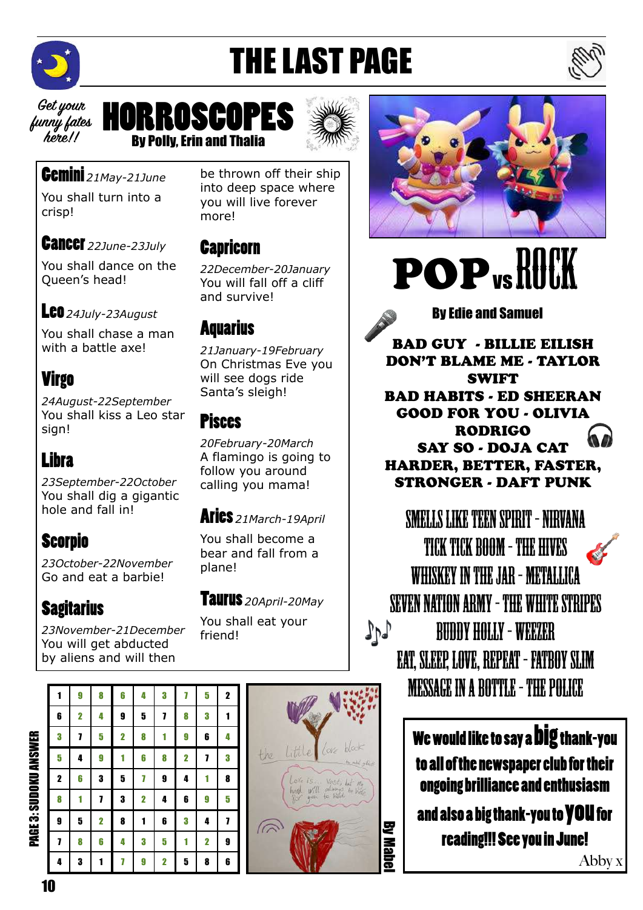# THE LAST PAGE

*Get your funny fates here!!*

## HORROSCOPES

**By Polly, Erin and Thalia**

### Gemini *21May-21June*

You shall turn into a crisp!

### Cancer *22June-23July*

You shall dance on the Queen's head!

### Leo *24July-23August*

You shall chase a man with a battle axe!

### Virgo

*24August-22September*
You shall kiss a Leo star sign!

### Libra

*23September-22October*
You shall dig a gigantic hole and fall in!

### Scorpio

*23October-22November*
Go and eat a barbie!

### Sagitarius

*23November-21December*
You will get abducted by aliens and will then be thrown off their ship into deep space where you will live forever more!

### Capricorn

*22December-20January*
You will fall off a cliff and survive!

### Aquarius

*21January-19February*
On Christmas Eve you will see dogs ride Santa's sleigh!

### Pisces

*20February-20March*
A flamingo is going to follow you around calling you mama!

### Aries *21March-19April*

You shall become a bear and fall from a plane!

### Taurus *20April-20May*

You shall eat your friend!

## POP vs ROCK

**By Edie and Samuel**

**BAD GUY - BILLIE EILISH**
**DON'T BLAME ME - TAYLOR SWIFT**
**BAD HABITS - ED SHEERAN**
**GOOD FOR YOU - OLIVIA RODRIGO**
**SAY SO - DOJA CAT**
**HARDER, BETTER, FASTER, STRONGER - DAFT PUNK**

SMELLS LIKE TEEN SPIRIT - NIRVANA
TICK TICK BOOM - THE HIVES
WHISKEY IN THE JAR - METALLICA
SEVEN NATION ARMY - THE WHITE STRIPES
BUDDY HOLLY - WEEZER
EAT, SLEEP, LOVE, REPEAT - FATBOY SLIM
MESSAGE IN A BOTTLE - THE POLICE

**PAGE 3: SUDOKU ANSWER**

| | | | | | | | | |
|---|---|---|---|---|---|---|---|---|
| 1 | 9 | 8 | 6 | 4 | 3 | 7 | 5 | 2 |
| 6 | 2 | 4 | 9 | 5 | 7 | 8 | 3 | 1 |
| 3 | 7 | 5 | 2 | 8 | 1 | 9 | 6 | 4 |
| 5 | 4 | 9 | 1 | 6 | 8 | 2 | 7 | 3 |
| 2 | 6 | 3 | 5 | 7 | 9 | 4 | 1 | 8 |
| 8 | 1 | 7 | 3 | 2 | 4 | 6 | 9 | 5 |
| 9 | 5 | 2 | 8 | 1 | 6 | 3 | 4 | 7 |
| 7 | 8 | 6 | 4 | 3 | 5 | 1 | 2 | 9 |
| 4 | 3 | 1 | 7 | 9 | 2 | 5 | 8 | 6 |

the little love block
Love is... Vases but my heart will always be here for you to hold.

**By Mabel**

**We would like to say a big thank-you to all of the newspaper club for their ongoing brilliance and enthusiasm and also a big thank-you to you for reading!!! See you in June!**

Abby x